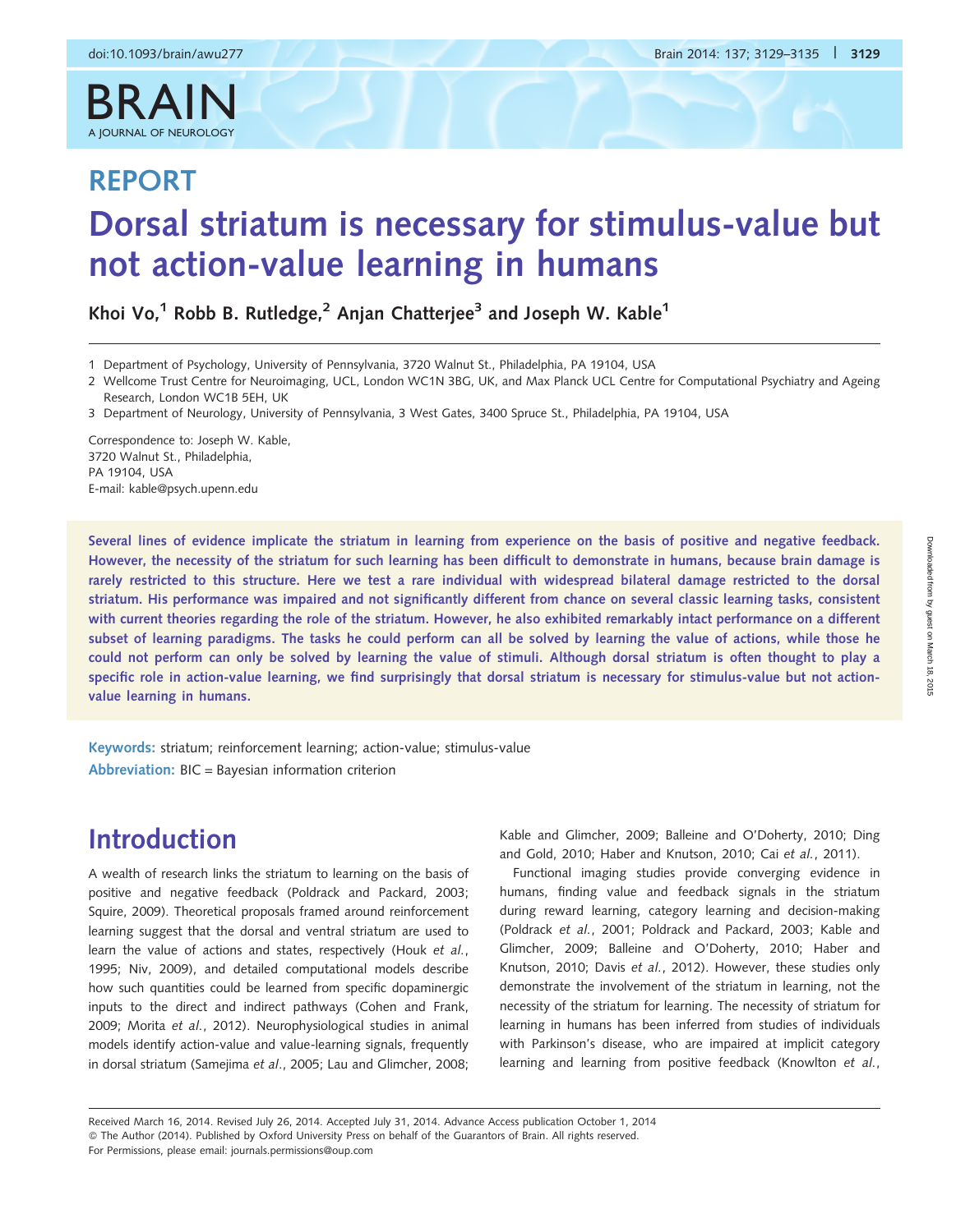# REPORT

# Dorsal striatum is necessary for stimulus-value but not action-value learning in humans

Khoi Vo,[1] Robb B. Rutledge,[2] Anjan Chatterjee[3] and Joseph W. Kable[1]

1 Department of Psychology, University of Pennsylvania, 3720 Walnut St., Philadelphia, PA 19104, USA
2 Wellcome Trust Centre for Neuroimaging, UCL, London WC1N 3BG, UK, and Max Planck UCL Centre for Computational Psychiatry and Ageing Research, London WC1B 5EH, UK
3 Department of Neurology, University of Pennsylvania, 3 West Gates, 3400 Spruce St., Philadelphia, PA 19104, USA

Correspondence to: Joseph W. Kable,
3720 Walnut St., Philadelphia,
PA 19104, USA
E-mail: kable@psych.upenn.edu

**Several lines of evidence implicate the striatum in learning from experience on the basis of positive and negative feedback. However, the necessity of the striatum for such learning has been difficult to demonstrate in humans, because brain damage is rarely restricted to this structure. Here we test a rare individual with widespread bilateral damage restricted to the dorsal striatum. His performance was impaired and not significantly different from chance on several classic learning tasks, consistent with current theories regarding the role of the striatum. However, he also exhibited remarkably intact performance on a different subset of learning paradigms. The tasks he could perform can all be solved by learning the value of actions, while those he could not perform can only be solved by learning the value of stimuli. Although dorsal striatum is often thought to play a specific role in action-value learning, we find surprisingly that dorsal striatum is necessary for stimulus-value but not action-value learning in humans.**

**Keywords:** striatum; reinforcement learning; action-value; stimulus-value
**Abbreviation:** BIC = Bayesian information criterion

## Introduction

A wealth of research links the striatum to learning on the basis of positive and negative feedback (Poldrack and Packard, 2003; Squire, 2009). Theoretical proposals framed around reinforcement learning suggest that the dorsal and ventral striatum are used to learn the value of actions and states, respectively (Houk *et al.*, 1995; Niv, 2009), and detailed computational models describe how such quantities could be learned from specific dopaminergic inputs to the direct and indirect pathways (Cohen and Frank, 2009; Morita *et al.*, 2012). Neurophysiological studies in animal models identify action-value and value-learning signals, frequently in dorsal striatum (Samejima *et al.*, 2005; Lau and Glimcher, 2008; Kable and Glimcher, 2009; Balleine and O'Doherty, 2010; Ding and Gold, 2010; Haber and Knutson, 2010; Cai *et al.*, 2011).

Functional imaging studies provide converging evidence in humans, finding value and feedback signals in the striatum during reward learning, category learning and decision-making (Poldrack *et al.*, 2001; Poldrack and Packard, 2003; Kable and Glimcher, 2009; Balleine and O'Doherty, 2010; Haber and Knutson, 2010; Davis *et al.*, 2012). However, these studies only demonstrate the involvement of the striatum in learning, not the necessity of the striatum for learning. The necessity of striatum for learning in humans has been inferred from studies of individuals with Parkinson's disease, who are impaired at implicit category learning and learning from positive feedback (Knowlton *et al.*,

Received March 16, 2014. Revised July 26, 2014. Accepted July 31, 2014. Advance Access publication October 1, 2014
© The Author (2014). Published by Oxford University Press on behalf of the Guarantors of Brain. All rights reserved.
For Permissions, please email: journals.permissions@oup.com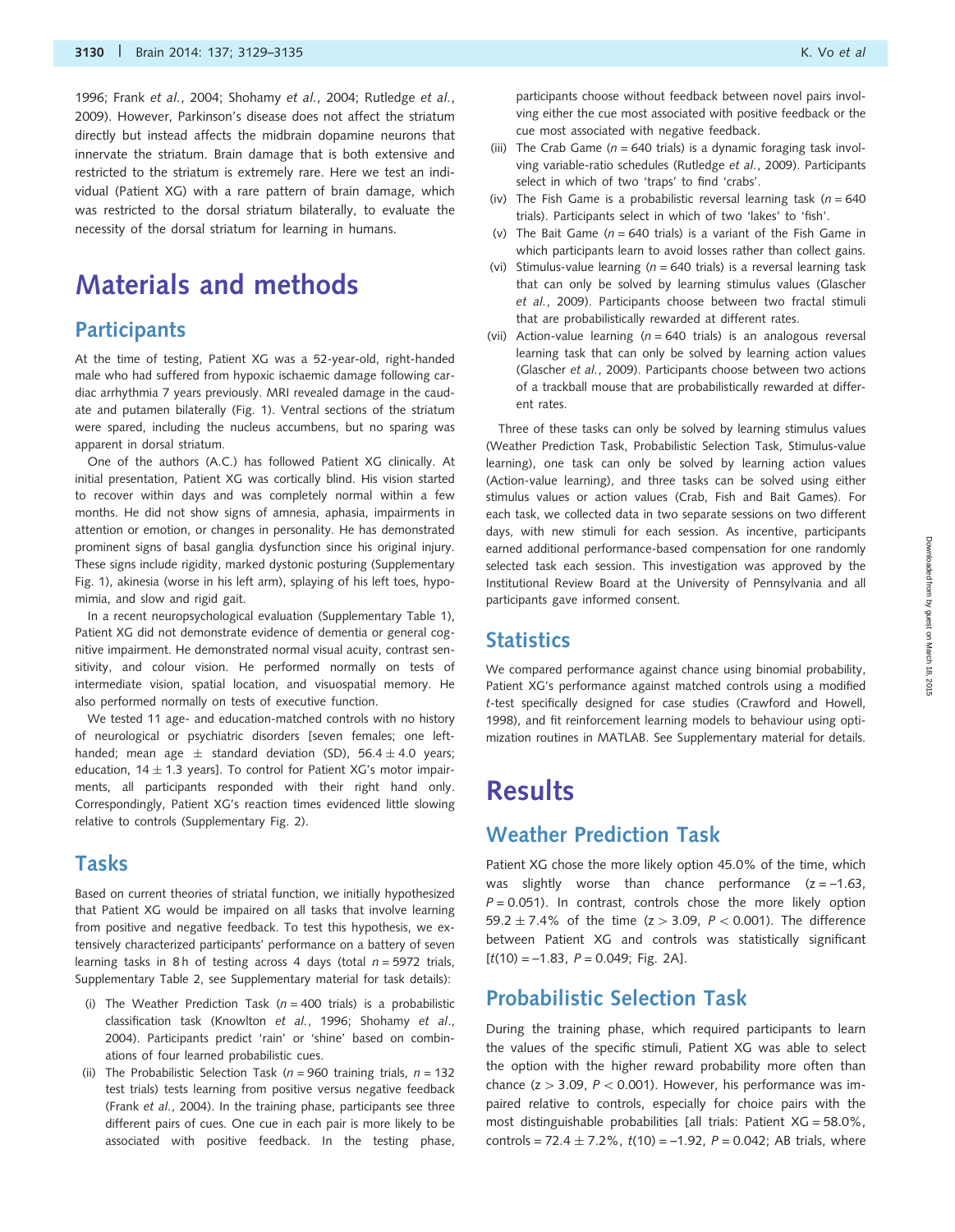1996; Frank *et al.*, 2004; Shohamy *et al.*, 2004; Rutledge *et al.*, 2009). However, Parkinson's disease does not affect the striatum directly but instead affects the midbrain dopamine neurons that innervate the striatum. Brain damage that is both extensive and restricted to the striatum is extremely rare. Here we test an individual (Patient XG) with a rare pattern of brain damage, which was restricted to the dorsal striatum bilaterally, to evaluate the necessity of the dorsal striatum for learning in humans.

# Materials and methods

## Participants

At the time of testing, Patient XG was a 52-year-old, right-handed male who had suffered from hypoxic ischaemic damage following cardiac arrhythmia 7 years previously. MRI revealed damage in the caudate and putamen bilaterally (Fig. 1). Ventral sections of the striatum were spared, including the nucleus accumbens, but no sparing was apparent in dorsal striatum.

One of the authors (A.C.) has followed Patient XG clinically. At initial presentation, Patient XG was cortically blind. His vision started to recover within days and was completely normal within a few months. He did not show signs of amnesia, aphasia, impairments in attention or emotion, or changes in personality. He has demonstrated prominent signs of basal ganglia dysfunction since his original injury. These signs include rigidity, marked dystonic posturing (Supplementary Fig. 1), akinesia (worse in his left arm), splaying of his left toes, hypomimia, and slow and rigid gait.

In a recent neuropsychological evaluation (Supplementary Table 1), Patient XG did not demonstrate evidence of dementia or general cognitive impairment. He demonstrated normal visual acuity, contrast sensitivity, and colour vision. He performed normally on tests of intermediate vision, spatial location, and visuospatial memory. He also performed normally on tests of executive function.

We tested 11 age- and education-matched controls with no history of neurological or psychiatric disorders [seven females; one left-handed; mean age $\pm$ standard deviation (SD), $56.4 \pm 4.0$ years; education, $14 \pm 1.3$ years]. To control for Patient XG's motor impairments, all participants responded with their right hand only. Correspondingly, Patient XG's reaction times evidenced little slowing relative to controls (Supplementary Fig. 2).

## Tasks

Based on current theories of striatal function, we initially hypothesized that Patient XG would be impaired on all tasks that involve learning from positive and negative feedback. To test this hypothesis, we extensively characterized participants' performance on a battery of seven learning tasks in 8 h of testing across 4 days (total $n = 5972$ trials, Supplementary Table 2, see Supplementary material for task details):

(i) The Weather Prediction Task ($n = 400$ trials) is a probabilistic classification task (Knowlton *et al.*, 1996; Shohamy *et al*., 2004). Participants predict 'rain' or 'shine' based on combinations of four learned probabilistic cues.

(ii) The Probabilistic Selection Task ($n = 960$ training trials, $n = 132$ test trials) tests learning from positive versus negative feedback (Frank *et al.*, 2004). In the training phase, participants see three different pairs of cues. One cue in each pair is more likely to be associated with positive feedback. In the testing phase, participants choose without feedback between novel pairs involving either the cue most associated with positive feedback or the cue most associated with negative feedback.

(iii) The Crab Game ($n = 640$ trials) is a dynamic foraging task involving variable-ratio schedules (Rutledge *et al.*, 2009). Participants select in which of two 'traps' to find 'crabs'.

(iv) The Fish Game is a probabilistic reversal learning task ($n = 640$ trials). Participants select in which of two 'lakes' to 'fish'.

(v) The Bait Game ($n = 640$ trials) is a variant of the Fish Game in which participants learn to avoid losses rather than collect gains.

(vi) Stimulus-value learning ($n = 640$ trials) is a reversal learning task that can only be solved by learning stimulus values (Glascher *et al.*, 2009). Participants choose between two fractal stimuli that are probabilistically rewarded at different rates.

(vii) Action-value learning ($n = 640$ trials) is an analogous reversal learning task that can only be solved by learning action values (Glascher *et al.*, 2009). Participants choose between two actions of a trackball mouse that are probabilistically rewarded at different rates.

Three of these tasks can only be solved by learning stimulus values (Weather Prediction Task, Probabilistic Selection Task, Stimulus-value learning), one task can only be solved by learning action values (Action-value learning), and three tasks can be solved using either stimulus values or action values (Crab, Fish and Bait Games). For each task, we collected data in two separate sessions on two different days, with new stimuli for each session. As incentive, participants earned additional performance-based compensation for one randomly selected task each session. This investigation was approved by the Institutional Review Board at the University of Pennsylvania and all participants gave informed consent.

## Statistics

We compared performance against chance using binomial probability, Patient XG's performance against matched controls using a modified *t*-test specifically designed for case studies (Crawford and Howell, 1998), and fit reinforcement learning models to behaviour using optimization routines in MATLAB. See Supplementary material for details.

# Results

## Weather Prediction Task

Patient XG chose the more likely option 45.0% of the time, which was slightly worse than chance performance ($z = -1.63$, $P = 0.051$). In contrast, controls chose the more likely option $59.2 \pm 7.4\%$ of the time ($z > 3.09$, $P < 0.001$). The difference between Patient XG and controls was statistically significant [$t(10) = -1.83$, $P = 0.049$; Fig. 2A].

## Probabilistic Selection Task

During the training phase, which required participants to learn the values of the specific stimuli, Patient XG was able to select the option with the higher reward probability more often than chance ($z > 3.09$, $P < 0.001$). However, his performance was impaired relative to controls, especially for choice pairs with the most distinguishable probabilities [all trials: Patient XG = 58.0%, controls = $72.4 \pm 7.2\%$, $t(10) = -1.92$, $P = 0.042$; AB trials, where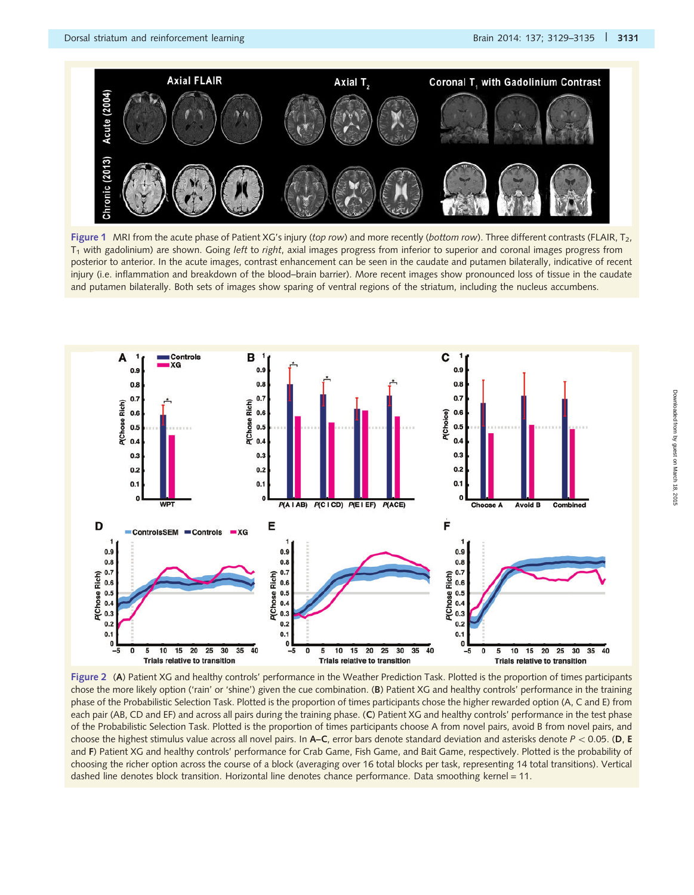**Figure 1** MRI from the acute phase of Patient XG's injury (*top row*) and more recently (*bottom row*). Three different contrasts (FLAIR, $T_2$, $T_1$ with gadolinium) are shown. Going *left* to *right*, axial images progress from inferior to superior and coronal images progress from posterior to anterior. In the acute images, contrast enhancement can be seen in the caudate and putamen bilaterally, indicative of recent injury (i.e. inflammation and breakdown of the blood–brain barrier). More recent images show pronounced loss of tissue in the caudate and putamen bilaterally. Both sets of images show sparing of ventral regions of the striatum, including the nucleus accumbens.

**Figure 2** (**A**) Patient XG and healthy controls' performance in the Weather Prediction Task. Plotted is the proportion of times participants chose the more likely option ('rain' or 'shine') given the cue combination. (**B**) Patient XG and healthy controls' performance in the training phase of the Probabilistic Selection Task. Plotted is the proportion of times participants chose the higher rewarded option (A, C and E) from each pair (AB, CD and EF) and across all pairs during the training phase. (**C**) Patient XG and healthy controls' performance in the test phase of the Probabilistic Selection Task. Plotted is the proportion of times participants choose A from novel pairs, avoid B from novel pairs, and choose the highest stimulus value across all novel pairs. In **A–C**, error bars denote standard deviation and asterisks denote $P < 0.05$. (**D**, **E** and **F**) Patient XG and healthy controls' performance for Crab Game, Fish Game, and Bait Game, respectively. Plotted is the probability of choosing the richer option across the course of a block (averaging over 16 total blocks per task, representing 14 total transitions). Vertical dashed line denotes block transition. Horizontal line denotes chance performance. Data smoothing kernel = 11.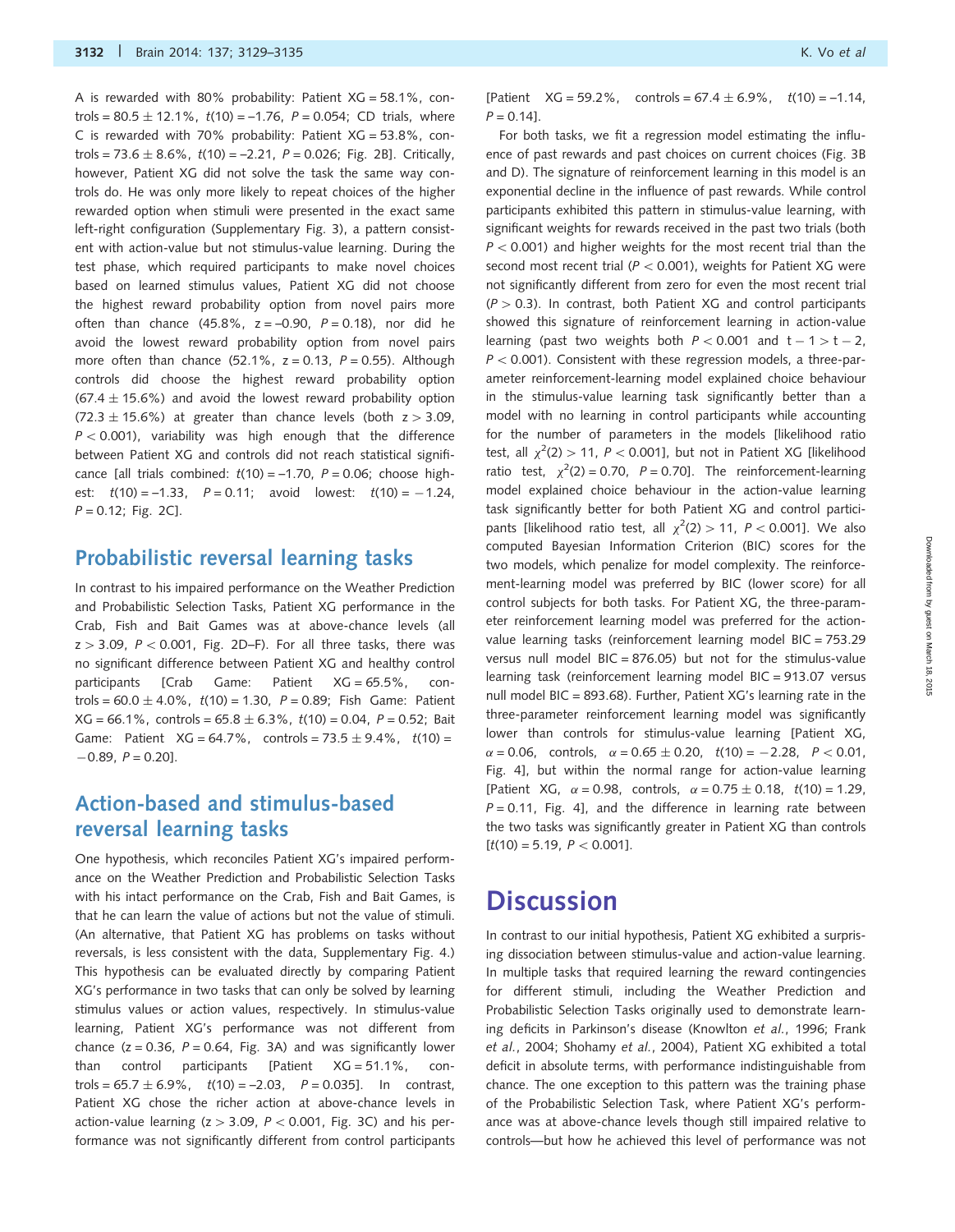A is rewarded with 80% probability: Patient XG = 58.1%, controls = 80.5 ± 12.1%, $t(10) = -1.76$, $P = 0.054$; CD trials, where C is rewarded with 70% probability: Patient XG = 53.8%, controls = 73.6 ± 8.6%, $t(10) = -2.21$, $P = 0.026$; Fig. 2B]. Critically, however, Patient XG did not solve the task the same way controls do. He was only more likely to repeat choices of the higher rewarded option when stimuli were presented in the exact same left-right configuration (Supplementary Fig. 3), a pattern consistent with action-value but not stimulus-value learning. During the test phase, which required participants to make novel choices based on learned stimulus values, Patient XG did not choose the highest reward probability option from novel pairs more often than chance (45.8%, $z = -0.90$, $P = 0.18$), nor did he avoid the lowest reward probability option from novel pairs more often than chance (52.1%, $z = 0.13$, $P = 0.55$). Although controls did choose the highest reward probability option (67.4 ± 15.6%) and avoid the lowest reward probability option (72.3 ± 15.6%) at greater than chance levels (both $z > 3.09$, $P < 0.001$), variability was high enough that the difference between Patient XG and controls did not reach statistical significance [all trials combined: $t(10) = -1.70$, $P = 0.06$; choose highest: $t(10) = -1.33$, $P = 0.11$; avoid lowest: $t(10) = -1.24$, $P = 0.12$; Fig. 2C].

## Probabilistic reversal learning tasks

In contrast to his impaired performance on the Weather Prediction and Probabilistic Selection Tasks, Patient XG performance in the Crab, Fish and Bait Games was at above-chance levels (all $z > 3.09$, $P < 0.001$, Fig. 2D–F). For all three tasks, there was no significant difference between Patient XG and healthy control participants [Crab Game: Patient XG = 65.5%, controls = 60.0 ± 4.0%, $t(10) = 1.30$, $P = 0.89$; Fish Game: Patient XG = 66.1%, controls = 65.8 ± 6.3%, $t(10) = 0.04$, $P = 0.52$; Bait Game: Patient XG = 64.7%, controls = 73.5 ± 9.4%, $t(10) = -0.89$, $P = 0.20$].

## Action-based and stimulus-based reversal learning tasks

One hypothesis, which reconciles Patient XG's impaired performance on the Weather Prediction and Probabilistic Selection Tasks with his intact performance on the Crab, Fish and Bait Games, is that he can learn the value of actions but not the value of stimuli. (An alternative, that Patient XG has problems on tasks without reversals, is less consistent with the data, Supplementary Fig. 4.) This hypothesis can be evaluated directly by comparing Patient XG's performance in two tasks that can only be solved by learning stimulus values or action values, respectively. In stimulus-value learning, Patient XG's performance was not different from chance ($z = 0.36$, $P = 0.64$, Fig. 3A) and was significantly lower than control participants [Patient XG = 51.1%, controls = 65.7 ± 6.9%, $t(10) = -2.03$, $P = 0.035$]. In contrast, Patient XG chose the richer action at above-chance levels in action-value learning ($z > 3.09$, $P < 0.001$, Fig. 3C) and his performance was not significantly different from control participants [Patient XG = 59.2%, controls = 67.4 ± 6.9%, $t(10) = -1.14$, $P = 0.14$].

For both tasks, we fit a regression model estimating the influence of past rewards and past choices on current choices (Fig. 3B and D). The signature of reinforcement learning in this model is an exponential decline in the influence of past rewards. While control participants exhibited this pattern in stimulus-value learning, with significant weights for rewards received in the past two trials (both $P < 0.001$) and higher weights for the most recent trial than the second most recent trial ($P < 0.001$), weights for Patient XG were not significantly different from zero for even the most recent trial ($P > 0.3$). In contrast, both Patient XG and control participants showed this signature of reinforcement learning in action-value learning (past two weights both $P < 0.001$ and $t-1 > t-2$, $P < 0.001$). Consistent with these regression models, a three-parameter reinforcement-learning model explained choice behaviour in the stimulus-value learning task significantly better than a model with no learning in control participants while accounting for the number of parameters in the models [likelihood ratio test, all $\chi^2(2) > 11$, $P < 0.001$], but not in Patient XG [likelihood ratio test, $\chi^2(2) = 0.70$, $P = 0.70$]. The reinforcement-learning model explained choice behaviour in the action-value learning task significantly better for both Patient XG and control participants [likelihood ratio test, all $\chi^2(2) > 11$, $P < 0.001$]. We also computed Bayesian Information Criterion (BIC) scores for the two models, which penalize for model complexity. The reinforcement-learning model was preferred by BIC (lower score) for all control subjects for both tasks. For Patient XG, the three-parameter reinforcement learning model was preferred for the action-value learning tasks (reinforcement learning model BIC = 753.29 versus null model BIC = 876.05) but not for the stimulus-value learning task (reinforcement learning model BIC = 913.07 versus null model BIC = 893.68). Further, Patient XG's learning rate in the three-parameter reinforcement learning model was significantly lower than controls for stimulus-value learning [Patient XG, $\alpha = 0.06$, controls, $\alpha = 0.65 \pm 0.20$, $t(10) = -2.28$, $P < 0.01$, Fig. 4], but within the normal range for action-value learning [Patient XG, $\alpha = 0.98$, controls, $\alpha = 0.75 \pm 0.18$, $t(10) = 1.29$, $P = 0.11$, Fig. 4], and the difference in learning rate between the two tasks was significantly greater in Patient XG than controls [$t(10) = 5.19$, $P < 0.001$].

# Discussion

In contrast to our initial hypothesis, Patient XG exhibited a surprising dissociation between stimulus-value and action-value learning. In multiple tasks that required learning the reward contingencies for different stimuli, including the Weather Prediction and Probabilistic Selection Tasks originally used to demonstrate learning deficits in Parkinson's disease (Knowlton *et al.*, 1996; Frank *et al.*, 2004; Shohamy *et al.*, 2004), Patient XG exhibited a total deficit in absolute terms, with performance indistinguishable from chance. The one exception to this pattern was the training phase of the Probabilistic Selection Task, where Patient XG's performance was at above-chance levels though still impaired relative to controls—but how he achieved this level of performance was not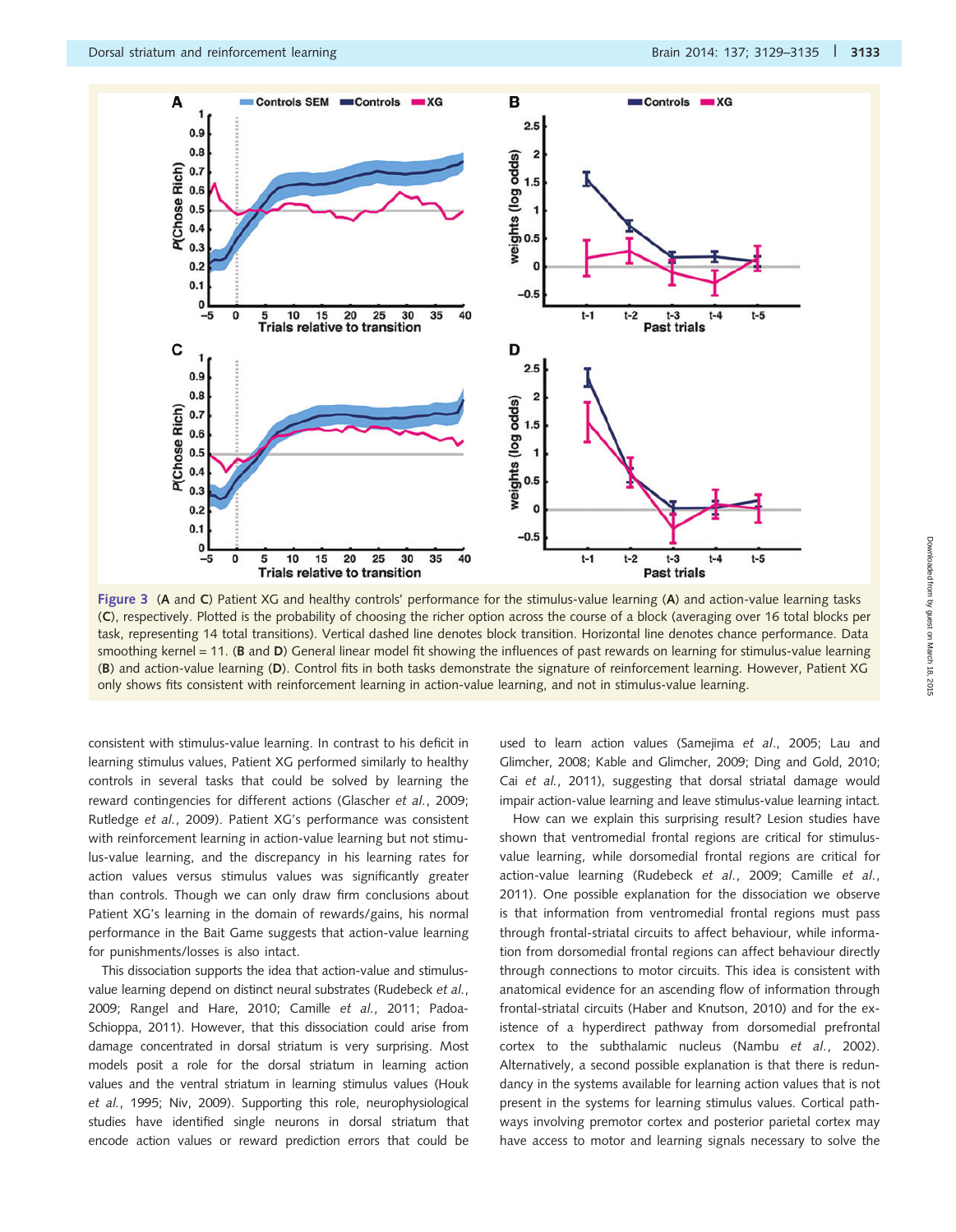Figure 3 (A and C) Patient XG and healthy controls' performance for the stimulus-value learning (A) and action-value learning tasks (C), respectively. Plotted is the probability of choosing the richer option across the course of a block (averaging over 16 total blocks per task, representing 14 total transitions). Vertical dashed line denotes block transition. Horizontal line denotes chance performance. Data smoothing kernel = 11. (B and D) General linear model fit showing the influences of past rewards on learning for stimulus-value learning (B) and action-value learning (D). Control fits in both tasks demonstrate the signature of reinforcement learning. However, Patient XG only shows fits consistent with reinforcement learning in action-value learning, and not in stimulus-value learning.

consistent with stimulus-value learning. In contrast to his deficit in learning stimulus values, Patient XG performed similarly to healthy controls in several tasks that could be solved by learning the reward contingencies for different actions (Glascher *et al.*, 2009; Rutledge *et al.*, 2009). Patient XG's performance was consistent with reinforcement learning in action-value learning but not stimulus-value learning, and the discrepancy in his learning rates for action values versus stimulus values was significantly greater than controls. Though we can only draw firm conclusions about Patient XG's learning in the domain of rewards/gains, his normal performance in the Bait Game suggests that action-value learning for punishments/losses is also intact.

This dissociation supports the idea that action-value and stimulus-value learning depend on distinct neural substrates (Rudebeck *et al.*, 2009; Rangel and Hare, 2010; Camille *et al.*, 2011; Padoa-Schioppa, 2011). However, that this dissociation could arise from damage concentrated in dorsal striatum is very surprising. Most models posit a role for the dorsal striatum in learning action values and the ventral striatum in learning stimulus values (Houk *et al.*, 1995; Niv, 2009). Supporting this role, neurophysiological studies have identified single neurons in dorsal striatum that encode action values or reward prediction errors that could be used to learn action values (Samejima *et al.*, 2005; Lau and Glimcher, 2008; Kable and Glimcher, 2009; Ding and Gold, 2010; Cai *et al.*, 2011), suggesting that dorsal striatal damage would impair action-value learning and leave stimulus-value learning intact.

How can we explain this surprising result? Lesion studies have shown that ventromedial frontal regions are critical for stimulus-value learning, while dorsomedial frontal regions are critical for action-value learning (Rudebeck *et al.*, 2009; Camille *et al.*, 2011). One possible explanation for the dissociation we observe is that information from ventromedial frontal regions must pass through frontal-striatal circuits to affect behaviour, while information from dorsomedial frontal regions can affect behaviour directly through connections to motor circuits. This idea is consistent with anatomical evidence for an ascending flow of information through frontal-striatal circuits (Haber and Knutson, 2010) and for the existence of a hyperdirect pathway from dorsomedial prefrontal cortex to the subthalamic nucleus (Nambu *et al.*, 2002). Alternatively, a second possible explanation is that there is redundancy in the systems available for learning action values that is not present in the systems for learning stimulus values. Cortical pathways involving premotor cortex and posterior parietal cortex may have access to motor and learning signals necessary to solve the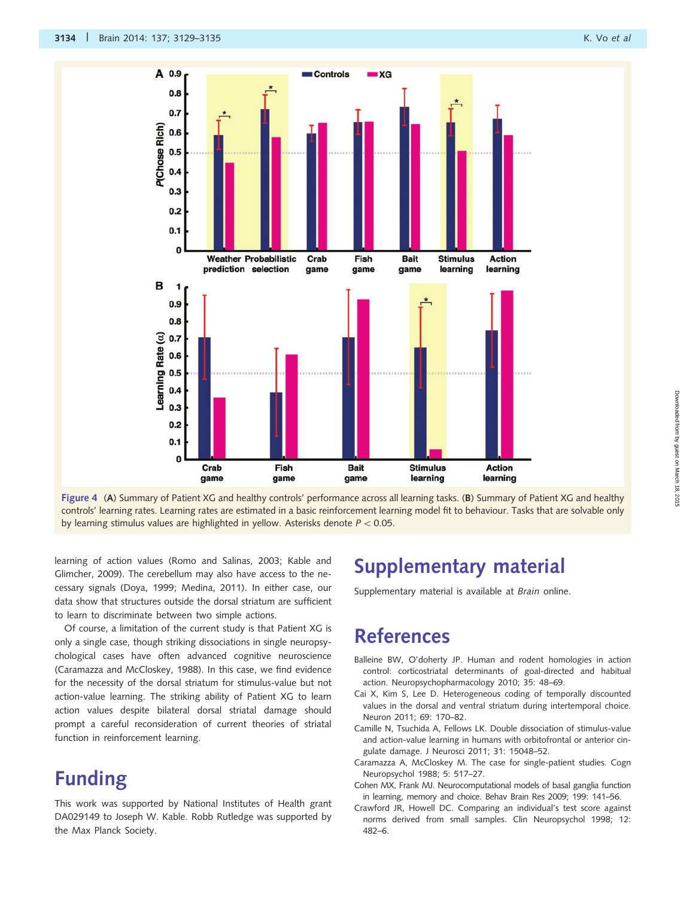Figure 4 (**A**) Summary of Patient XG and healthy controls' performance across all learning tasks. (**B**) Summary of Patient XG and healthy controls' learning rates. Learning rates are estimated in a basic reinforcement learning model fit to behaviour. Tasks that are solvable only by learning stimulus values are highlighted in yellow. Asterisks denote $P < 0.05$.

learning of action values (Romo and Salinas, 2003; Kable and Glimcher, 2009). The cerebellum may also have access to the necessary signals (Doya, 1999; Medina, 2011). In either case, our data show that structures outside the dorsal striatum are sufficient to learn to discriminate between two simple actions.

Of course, a limitation of the current study is that Patient XG is only a single case, though striking dissociations in single neuropsychological cases have often advanced cognitive neuroscience (Caramazza and McCloskey, 1988). In this case, we find evidence for the necessity of the dorsal striatum for stimulus-value but not action-value learning. The striking ability of Patient XG to learn action values despite bilateral dorsal striatal damage should prompt a careful reconsideration of current theories of striatal function in reinforcement learning.

# Funding

This work was supported by National Institutes of Health grant DA029149 to Joseph W. Kable. Robb Rutledge was supported by the Max Planck Society.

# Supplementary material

Supplementary material is available at *Brain* online.

# References

Balleine BW, O'doherty JP. Human and rodent homologies in action control: corticostriatal determinants of goal-directed and habitual action. Neuropsychopharmacology 2010; 35: 48–69.

Cai X, Kim S, Lee D. Heterogeneous coding of temporally discounted values in the dorsal and ventral striatum during intertemporal choice. Neuron 2011; 69: 170–82.

Camille N, Tsuchida A, Fellows LK. Double dissociation of stimulus-value and action-value learning in humans with orbitofrontal or anterior cingulate damage. J Neurosci 2011; 31: 15048–52.

Caramazza A, McCloskey M. The case for single-patient studies. Cogn Neuropsychol 1988; 5: 517–27.

Cohen MX, Frank MJ. Neurocomputational models of basal ganglia function in learning, memory and choice. Behav Brain Res 2009; 199: 141–56.

Crawford JR, Howell DC. Comparing an individual's test score against norms derived from small samples. Clin Neuropsychol 1998; 12: 482–6.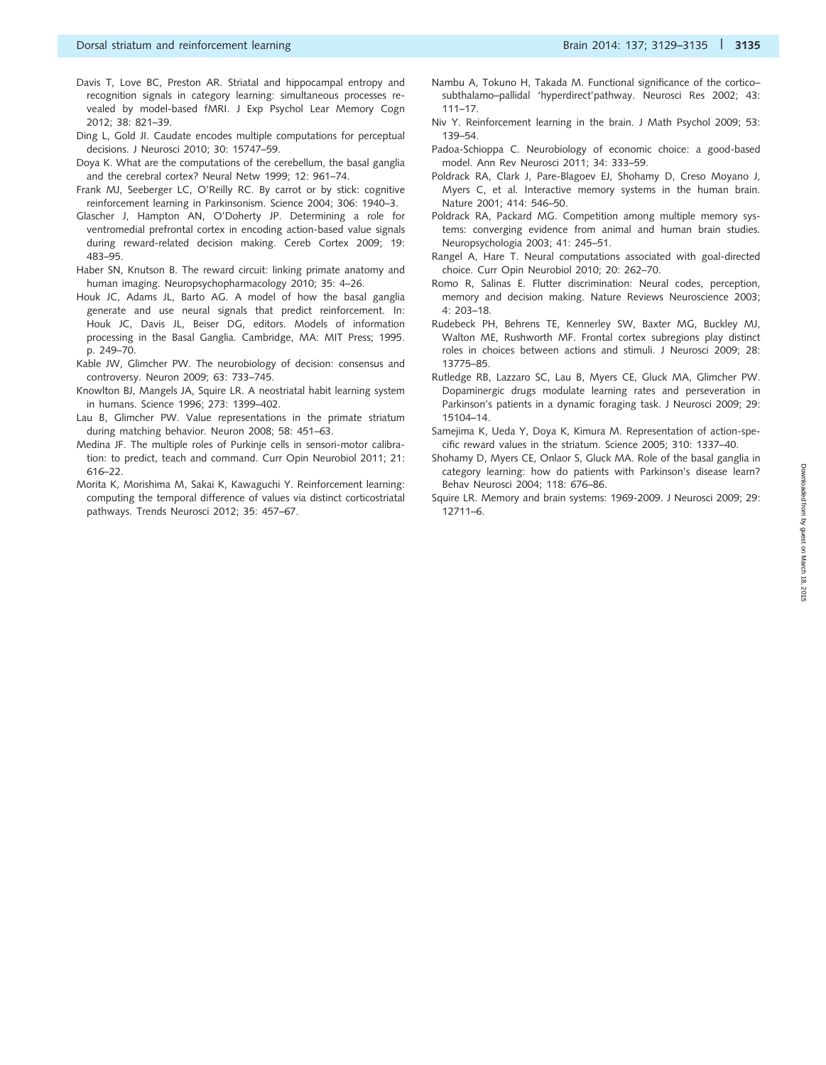Davis T, Love BC, Preston AR. Striatal and hippocampal entropy and recognition signals in category learning: simultaneous processes revealed by model-based fMRI. J Exp Psychol Lear Memory Cogn 2012; 38: 821–39.

Ding L, Gold JI. Caudate encodes multiple computations for perceptual decisions. J Neurosci 2010; 30: 15747–59.

Doya K. What are the computations of the cerebellum, the basal ganglia and the cerebral cortex? Neural Netw 1999; 12: 961–74.

Frank MJ, Seeberger LC, O'Reilly RC. By carrot or by stick: cognitive reinforcement learning in Parkinsonism. Science 2004; 306: 1940–3.

Glascher J, Hampton AN, O'Doherty JP. Determining a role for ventromedial prefrontal cortex in encoding action-based value signals during reward-related decision making. Cereb Cortex 2009; 19: 483–95.

Haber SN, Knutson B. The reward circuit: linking primate anatomy and human imaging. Neuropsychopharmacology 2010; 35: 4–26.

Houk JC, Adams JL, Barto AG. A model of how the basal ganglia generate and use neural signals that predict reinforcement. In: Houk JC, Davis JL, Beiser DG, editors. Models of information processing in the Basal Ganglia. Cambridge, MA: MIT Press; 1995. p. 249–70.

Kable JW, Glimcher PW. The neurobiology of decision: consensus and controversy. Neuron 2009; 63: 733–745.

Knowlton BJ, Mangels JA, Squire LR. A neostriatal habit learning system in humans. Science 1996; 273: 1399–402.

Lau B, Glimcher PW. Value representations in the primate striatum during matching behavior. Neuron 2008; 58: 451–63.

Medina JF. The multiple roles of Purkinje cells in sensori-motor calibration: to predict, teach and command. Curr Opin Neurobiol 2011; 21: 616–22.

Morita K, Morishima M, Sakai K, Kawaguchi Y. Reinforcement learning: computing the temporal difference of values via distinct corticostriatal pathways. Trends Neurosci 2012; 35: 457–67.

Nambu A, Tokuno H, Takada M. Functional significance of the cortico–subthalamo–pallidal 'hyperdirect'pathway. Neurosci Res 2002; 43: 111–17.

Niv Y. Reinforcement learning in the brain. J Math Psychol 2009; 53: 139–54.

Padoa-Schioppa C. Neurobiology of economic choice: a good-based model. Ann Rev Neurosci 2011; 34: 333–59.

Poldrack RA, Clark J, Pare-Blagoev EJ, Shohamy D, Creso Moyano J, Myers C, et al. Interactive memory systems in the human brain. Nature 2001; 414: 546–50.

Poldrack RA, Packard MG. Competition among multiple memory systems: converging evidence from animal and human brain studies. Neuropsychologia 2003; 41: 245–51.

Rangel A, Hare T. Neural computations associated with goal-directed choice. Curr Opin Neurobiol 2010; 20: 262–70.

Romo R, Salinas E. Flutter discrimination: Neural codes, perception, memory and decision making. Nature Reviews Neuroscience 2003; 4: 203–18.

Rudebeck PH, Behrens TE, Kennerley SW, Baxter MG, Buckley MJ, Walton ME, Rushworth MF. Frontal cortex subregions play distinct roles in choices between actions and stimuli. J Neurosci 2009; 28: 13775–85.

Rutledge RB, Lazzaro SC, Lau B, Myers CE, Gluck MA, Glimcher PW. Dopaminergic drugs modulate learning rates and perseveration in Parkinson's patients in a dynamic foraging task. J Neurosci 2009; 29: 15104–14.

Samejima K, Ueda Y, Doya K, Kimura M. Representation of action-specific reward values in the striatum. Science 2005; 310: 1337–40.

Shohamy D, Myers CE, Onlaor S, Gluck MA. Role of the basal ganglia in category learning: how do patients with Parkinson's disease learn? Behav Neurosci 2004; 118: 676–86.

Squire LR. Memory and brain systems: 1969-2009. J Neurosci 2009; 29: 12711–6.